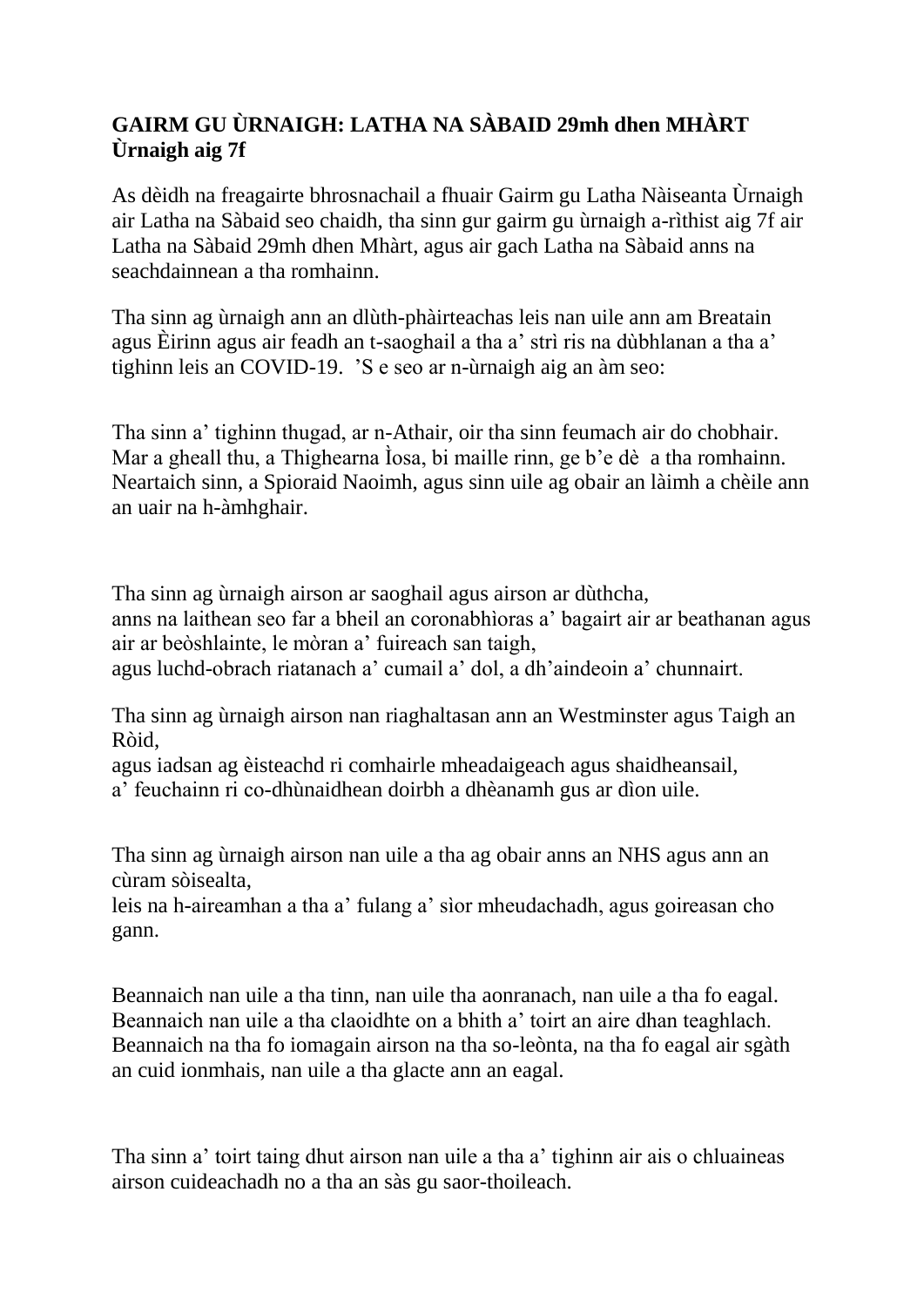**GAIRM GU ÙRNAIGH: LATHA NA SÀBAID 29mh dhen MHÀRT**
**Ùrnaigh aig 7f**

As dèidh na freagairte bhrosnachail a fhuair Gairm gu Latha Nàiseanta Ùrnaigh air Latha na Sàbaid seo chaidh, tha sinn gur gairm gu ùrnaigh a-rìthist aig 7f air Latha na Sàbaid 29mh dhen Mhàrt, agus air gach Latha na Sàbaid anns na seachdainnean a tha romhainn.

Tha sinn ag ùrnaigh ann an dlùth-phàirteachas leis nan uile ann am Breatain agus Èirinn agus air feadh an t-saoghail a tha a' strì ris na dùbhlanan a tha a' tighinn leis an COVID-19. 'S e seo ar n-ùrnaigh aig an àm seo:

Tha sinn a' tighinn thugad, ar n-Athair, oir tha sinn feumach air do chobhair. Mar a gheall thu, a Thighearna Ìosa, bi maille rinn, ge b'e dè a tha romhainn. Neartaich sinn, a Spioraid Naoimh, agus sinn uile ag obair an làimh a chèile ann an uair na h-àmhghair.

Tha sinn ag ùrnaigh airson ar saoghail agus airson ar dùthcha,
anns na laithean seo far a bheil an coronabhìoras a' bagairt air ar beathanan agus air ar beòshlainte, le mòran a' fuireach san taigh,
agus luchd-obrach riatanach a' cumail a' dol, a dh'aindeoin a' chunnairt.

Tha sinn ag ùrnaigh airson nan riaghaltasan ann an Westminster agus Taigh an Ròid,
agus iadsan ag èisteachd ri comhairle mheadaigeach agus shaidheansail,
a' feuchainn ri co-dhùnaidhean doirbh a dhèanamh gus ar dìon uile.

Tha sinn ag ùrnaigh airson nan uile a tha ag obair anns an NHS agus ann an cùram sòisealta,
leis na h-aireamhan a tha a' fulang a' sìor mheudachadh, agus goireasan cho gann.

Beannaich nan uile a tha tinn, nan uile tha aonranach, nan uile a tha fo eagal.
Beannaich nan uile a tha claoidhte on a bhith a' toirt an aire dhan teaghlach.
Beannaich na tha fo iomagain airson na tha so-leònta, na tha fo eagal air sgàth an cuid ionmhais, nan uile a tha glacte ann an eagal.

Tha sinn a' toirt taing dhut airson nan uile a tha a' tighinn air ais o chluaineas airson cuideachadh no a tha an sàs gu saor-thoileach.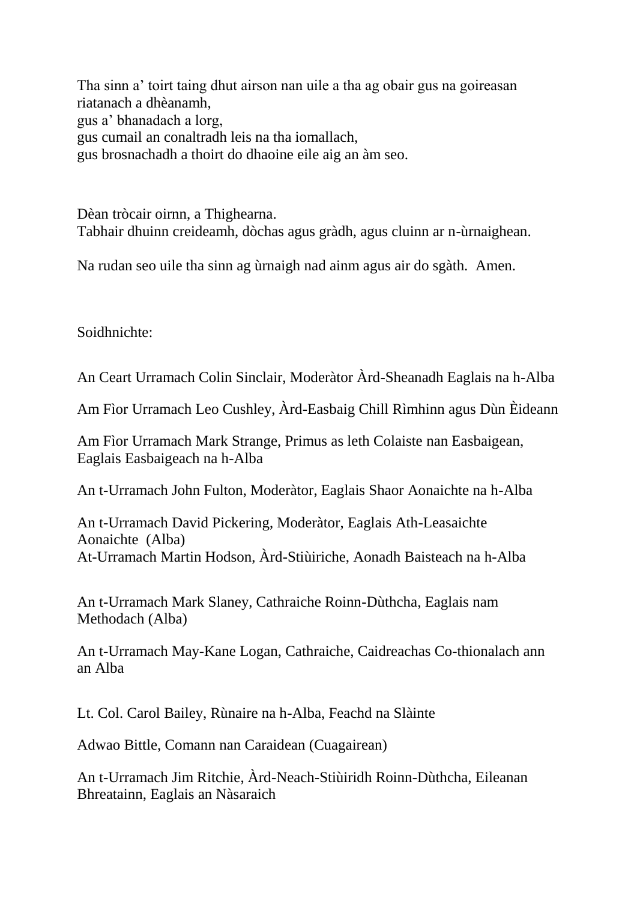Tha sinn a' toirt taing dhut airson nan uile a tha ag obair gus na goireasan riatanach a dhèanamh,
gus a' bhanadach a lorg,
gus cumail an conaltradh leis na tha iomallach,
gus brosnachadh a thoirt do dhaoine eile aig an àm seo.

Dèan tròcair oirnn, a Thighearna.
Tabhair dhuinn creideamh, dòchas agus gràdh, agus cluinn ar n-ùrnaighean.

Na rudan seo uile tha sinn ag ùrnaigh nad ainm agus air do sgàth. Amen.

Soidhnichte:

An Ceart Urramach Colin Sinclair, Moderàtor Àrd-Sheanadh Eaglais na h-Alba

Am Fìor Urramach Leo Cushley, Àrd-Easbaig Chill Rìmhinn agus Dùn Èideann

Am Fìor Urramach Mark Strange, Primus as leth Colaiste nan Easbaigean, Eaglais Easbaigeach na h-Alba

An t-Urramach John Fulton, Moderàtor, Eaglais Shaor Aonaichte na h-Alba

An t-Urramach David Pickering, Moderàtor, Eaglais Ath-Leasaichte Aonaichte (Alba)
At-Urramach Martin Hodson, Àrd-Stiùiriche, Aonadh Baisteach na h-Alba

An t-Urramach Mark Slaney, Cathraiche Roinn-Dùthcha, Eaglais nam Methodach (Alba)

An t-Urramach May-Kane Logan, Cathraiche, Caidreachas Co-thionalach ann an Alba

Lt. Col. Carol Bailey, Rùnaire na h-Alba, Feachd na Slàinte

Adwao Bittle, Comann nan Caraidean (Cuagairean)

An t-Urramach Jim Ritchie, Àrd-Neach-Stiùiridh Roinn-Dùthcha, Eileanan Bhreatainn, Eaglais an Nàsaraich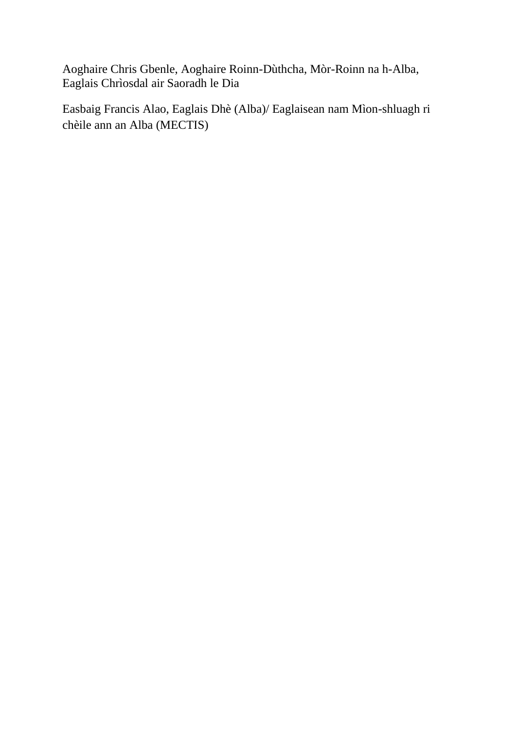Aoghaire Chris Gbenle, Aoghaire Roinn-Dùthcha, Mòr-Roinn na h-Alba, Eaglais Chrìosdal air Saoradh le Dia

Easbaig Francis Alao, Eaglais Dhè (Alba)/ Eaglaisean nam Mìon-shluagh ri chèile ann an Alba (MECTIS)